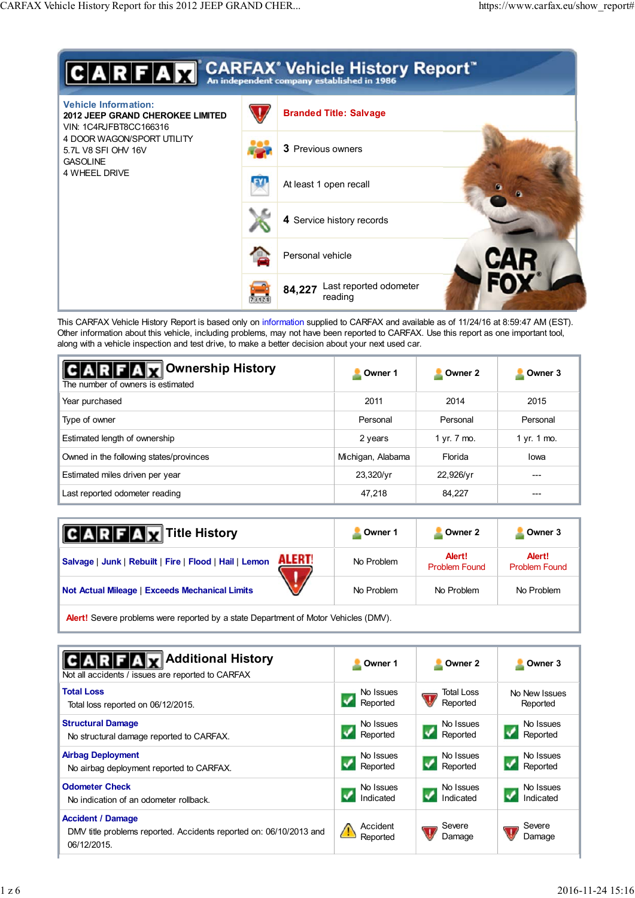# CARFAX Vehicle History Report™

An independent company established in 1986

**Vehicle Information:**

**2012 JEEP GRAND CHEROKEE LIMITED**
VIN: 1C4RJFBT8CC166316
4 DOOR WAGON/SPORT UTILITY
5.7L V8 SFI OHV 16V
GASOLINE
4 WHEEL DRIVE

- **Branded Title: Salvage**
- **3** Previous owners
- At least 1 open recall
- **4** Service history records
- Personal vehicle
- **84,227** Last reported odometer reading

This CARFAX Vehicle History Report is based only on information supplied to CARFAX and available as of 11/24/16 at 8:59:47 AM (EST). Other information about this vehicle, including problems, may not have been reported to CARFAX. Use this report as one important tool, along with a vehicle inspection and test drive, to make a better decision about your next used car.

## Ownership History

The number of owners is estimated

| | Owner 1 | Owner 2 | Owner 3 |
|---|---|---|---|
| Year purchased | 2011 | 2014 | 2015 |
| Type of owner | Personal | Personal | Personal |
| Estimated length of ownership | 2 years | 1 yr. 7 mo. | 1 yr. 1 mo. |
| Owned in the following states/provinces | Michigan, Alabama | Florida | Iowa |
| Estimated miles driven per year | 23,320/yr | 22,926/yr | --- |
| Last reported odometer reading | 47,218 | 84,227 | --- |

## Title History

| | Owner 1 | Owner 2 | Owner 3 |
|---|---|---|---|
| Salvage \| Junk \| Rebuilt \| Fire \| Flood \| Hail \| Lemon | No Problem | Alert! Problem Found | Alert! Problem Found |
| Not Actual Mileage \| Exceeds Mechanical Limits | No Problem | No Problem | No Problem |

**Alert!** Severe problems were reported by a state Department of Motor Vehicles (DMV).

## Additional History

Not all accidents / issues are reported to CARFAX

| | Owner 1 | Owner 2 | Owner 3 |
|---|---|---|---|
| **Total Loss**<br>Total loss reported on 06/12/2015. | No Issues Reported | Total Loss Reported | No New Issues Reported |
| **Structural Damage**<br>No structural damage reported to CARFAX. | No Issues Reported | No Issues Reported | No Issues Reported |
| **Airbag Deployment**<br>No airbag deployment reported to CARFAX. | No Issues Reported | No Issues Reported | No Issues Reported |
| **Odometer Check**<br>No indication of an odometer rollback. | No Issues Indicated | No Issues Indicated | No Issues Indicated |
| **Accident / Damage**<br>DMV title problems reported. Accidents reported on: 06/10/2013 and 06/12/2015. | Accident Reported | Severe Damage | Severe Damage |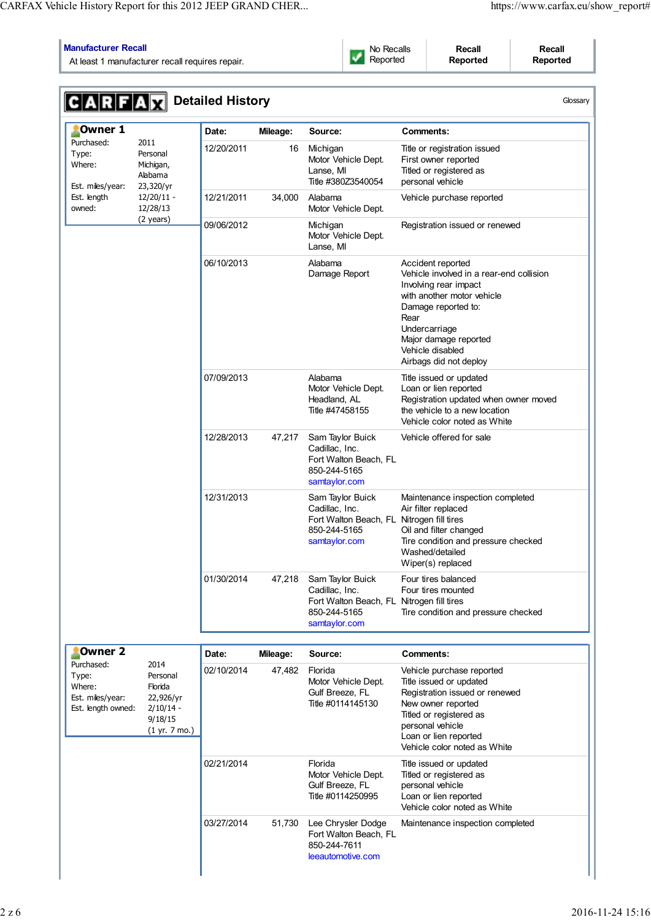| **Manufacturer Recall** | No Recalls Reported | Recall Reported | Recall Reported |
|---|---|---|---|
| At least 1 manufacturer recall requires repair. | | | |

# Detailed History

Glossary

## Owner 1

| | |
|---|---|
| Purchased: | 2011 |
| Type: | Personal |
| Where: | Michigan, Alabama |
| Est. miles/year: | 23,320/yr |
| Est. length owned: | 12/20/11 - 12/28/13 (2 years) |

| Date: | Mileage: | Source: | Comments: |
|---|---|---|---|
| 12/20/2011 | 16 | Michigan Motor Vehicle Dept. Lanse, MI Title #380Z3540054 | Title or registration issued<br>First owner reported<br>Titled or registered as personal vehicle |
| 12/21/2011 | 34,000 | Alabama Motor Vehicle Dept. | Vehicle purchase reported |
| 09/06/2012 | | Michigan Motor Vehicle Dept. Lanse, MI | Registration issued or renewed |
| 06/10/2013 | | Alabama Damage Report | Accident reported<br>Vehicle involved in a rear-end collision<br>Involving rear impact with another motor vehicle<br>Damage reported to:<br>Rear<br>Undercarriage<br>Major damage reported<br>Vehicle disabled<br>Airbags did not deploy |
| 07/09/2013 | | Alabama Motor Vehicle Dept. Headland, AL Title #47458155 | Title issued or updated<br>Loan or lien reported<br>Registration updated when owner moved the vehicle to a new location<br>Vehicle color noted as White |
| 12/28/2013 | 47,217 | Sam Taylor Buick Cadillac, Inc. Fort Walton Beach, FL 850-244-5165 samtaylor.com | Vehicle offered for sale |
| 12/31/2013 | | Sam Taylor Buick Cadillac, Inc. Fort Walton Beach, FL 850-244-5165 samtaylor.com | Maintenance inspection completed<br>Air filter replaced<br>Nitrogen fill tires<br>Oil and filter changed<br>Tire condition and pressure checked<br>Washed/detailed<br>Wiper(s) replaced |
| 01/30/2014 | 47,218 | Sam Taylor Buick Cadillac, Inc. Fort Walton Beach, FL 850-244-5165 samtaylor.com | Four tires balanced<br>Four tires mounted<br>Nitrogen fill tires<br>Tire condition and pressure checked |

## Owner 2

| | |
|---|---|
| Purchased: | 2014 |
| Type: | Personal |
| Where: | Florida |
| Est. miles/year: | 22,926/yr |
| Est. length owned: | 2/10/14 - 9/18/15 (1 yr. 7 mo.) |

| Date: | Mileage: | Source: | Comments: |
|---|---|---|---|
| 02/10/2014 | 47,482 | Florida Motor Vehicle Dept. Gulf Breeze, FL Title #0114145130 | Vehicle purchase reported<br>Title issued or updated<br>Registration issued or renewed<br>New owner reported<br>Titled or registered as personal vehicle<br>Loan or lien reported<br>Vehicle color noted as White |
| 02/21/2014 | | Florida Motor Vehicle Dept. Gulf Breeze, FL Title #0114250995 | Title issued or updated<br>Titled or registered as personal vehicle<br>Loan or lien reported<br>Vehicle color noted as White |
| 03/27/2014 | 51,730 | Lee Chrysler Dodge Fort Walton Beach, FL 850-244-7611 leeautomotive.com | Maintenance inspection completed |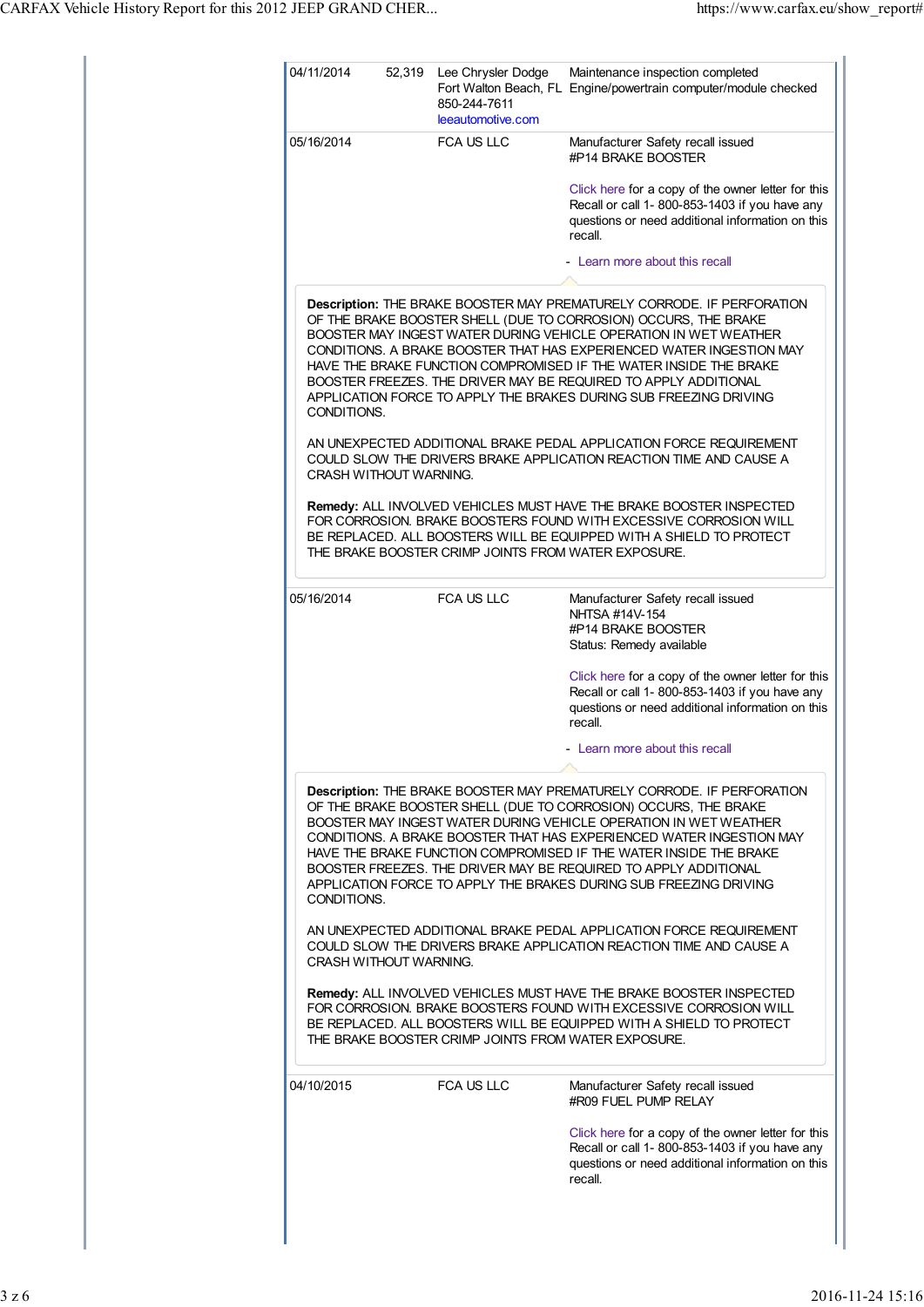| Date | Mileage | Source | Comments |
|---|---|---|---|
| 04/11/2014 | 52,319 | Lee Chrysler Dodge<br>Fort Walton Beach, FL<br>850-244-7611<br>leeautomotive.com | Maintenance inspection completed<br>Engine/powertrain computer/module checked |
| 05/16/2014 | | FCA US LLC | Manufacturer Safety recall issued<br>#P14 BRAKE BOOSTER<br><br>Click here for a copy of the owner letter for this Recall or call 1- 800-853-1403 if you have any questions or need additional information on this recall.<br><br>- Learn more about this recall |

**Description:** THE BRAKE BOOSTER MAY PREMATURELY CORRODE. IF PERFORATION OF THE BRAKE BOOSTER SHELL (DUE TO CORROSION) OCCURS, THE BRAKE BOOSTER MAY INGEST WATER DURING VEHICLE OPERATION IN WET WEATHER CONDITIONS. A BRAKE BOOSTER THAT HAS EXPERIENCED WATER INGESTION MAY HAVE THE BRAKE FUNCTION COMPROMISED IF THE WATER INSIDE THE BRAKE BOOSTER FREEZES. THE DRIVER MAY BE REQUIRED TO APPLY ADDITIONAL APPLICATION FORCE TO APPLY THE BRAKES DURING SUB FREEZING DRIVING CONDITIONS.

AN UNEXPECTED ADDITIONAL BRAKE PEDAL APPLICATION FORCE REQUIREMENT COULD SLOW THE DRIVERS BRAKE APPLICATION REACTION TIME AND CAUSE A CRASH WITHOUT WARNING.

**Remedy:** ALL INVOLVED VEHICLES MUST HAVE THE BRAKE BOOSTER INSPECTED FOR CORROSION. BRAKE BOOSTERS FOUND WITH EXCESSIVE CORROSION WILL BE REPLACED. ALL BOOSTERS WILL BE EQUIPPED WITH A SHIELD TO PROTECT THE BRAKE BOOSTER CRIMP JOINTS FROM WATER EXPOSURE.

| Date | Mileage | Source | Comments |
|---|---|---|---|
| 05/16/2014 | | FCA US LLC | Manufacturer Safety recall issued<br>NHTSA #14V-154<br>#P14 BRAKE BOOSTER<br>Status: Remedy available<br><br>Click here for a copy of the owner letter for this Recall or call 1- 800-853-1403 if you have any questions or need additional information on this recall.<br><br>- Learn more about this recall |

**Description:** THE BRAKE BOOSTER MAY PREMATURELY CORRODE. IF PERFORATION OF THE BRAKE BOOSTER SHELL (DUE TO CORROSION) OCCURS, THE BRAKE BOOSTER MAY INGEST WATER DURING VEHICLE OPERATION IN WET WEATHER CONDITIONS. A BRAKE BOOSTER THAT HAS EXPERIENCED WATER INGESTION MAY HAVE THE BRAKE FUNCTION COMPROMISED IF THE WATER INSIDE THE BRAKE BOOSTER FREEZES. THE DRIVER MAY BE REQUIRED TO APPLY ADDITIONAL APPLICATION FORCE TO APPLY THE BRAKES DURING SUB FREEZING DRIVING CONDITIONS.

AN UNEXPECTED ADDITIONAL BRAKE PEDAL APPLICATION FORCE REQUIREMENT COULD SLOW THE DRIVERS BRAKE APPLICATION REACTION TIME AND CAUSE A CRASH WITHOUT WARNING.

**Remedy:** ALL INVOLVED VEHICLES MUST HAVE THE BRAKE BOOSTER INSPECTED FOR CORROSION. BRAKE BOOSTERS FOUND WITH EXCESSIVE CORROSION WILL BE REPLACED. ALL BOOSTERS WILL BE EQUIPPED WITH A SHIELD TO PROTECT THE BRAKE BOOSTER CRIMP JOINTS FROM WATER EXPOSURE.

| Date | Mileage | Source | Comments |
|---|---|---|---|
| 04/10/2015 | | FCA US LLC | Manufacturer Safety recall issued<br>#R09 FUEL PUMP RELAY<br><br>Click here for a copy of the owner letter for this Recall or call 1- 800-853-1403 if you have any questions or need additional information on this recall. |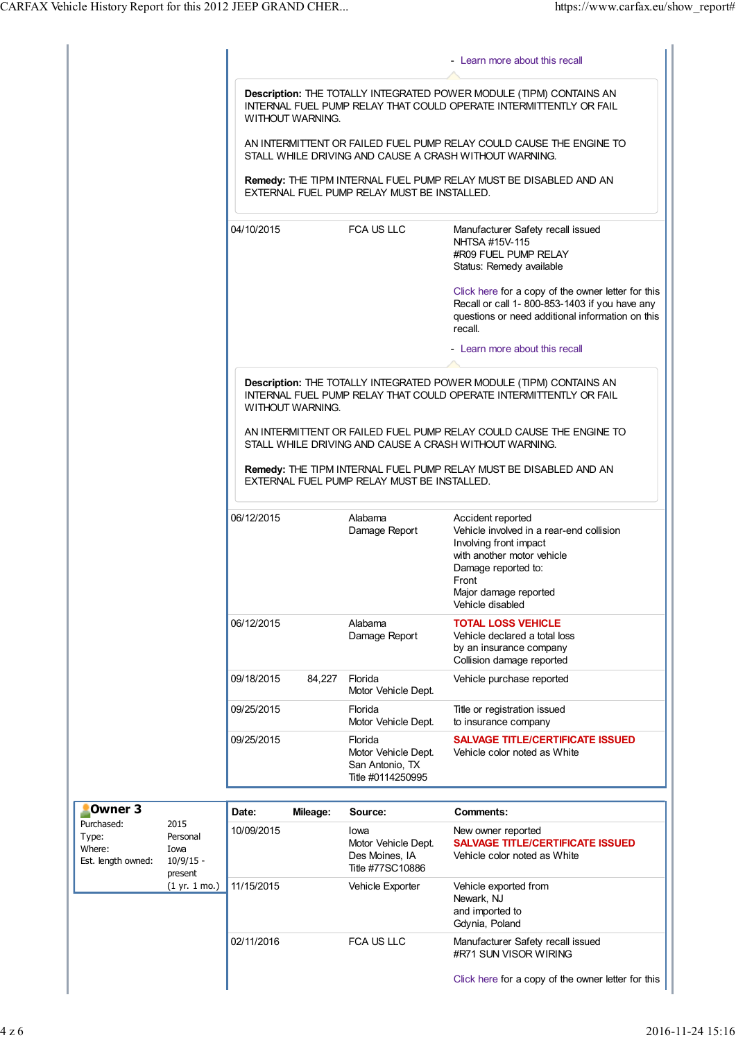- Learn more about this recall

**Description:** THE TOTALLY INTEGRATED POWER MODULE (TIPM) CONTAINS AN INTERNAL FUEL PUMP RELAY THAT COULD OPERATE INTERMITTENTLY OR FAIL WITHOUT WARNING.

AN INTERMITTENT OR FAILED FUEL PUMP RELAY COULD CAUSE THE ENGINE TO STALL WHILE DRIVING AND CAUSE A CRASH WITHOUT WARNING.

**Remedy:** THE TIPM INTERNAL FUEL PUMP RELAY MUST BE DISABLED AND AN EXTERNAL FUEL PUMP RELAY MUST BE INSTALLED.

| Date | Mileage | Source | Comments |
|---|---|---|---|
| 04/10/2015 | | FCA US LLC | Manufacturer Safety recall issued<br>NHTSA #15V-115<br>#R09 FUEL PUMP RELAY<br>Status: Remedy available<br><br>Click here for a copy of the owner letter for this Recall or call 1- 800-853-1403 if you have any questions or need additional information on this recall.<br><br>- Learn more about this recall |

**Description:** THE TOTALLY INTEGRATED POWER MODULE (TIPM) CONTAINS AN INTERNAL FUEL PUMP RELAY THAT COULD OPERATE INTERMITTENTLY OR FAIL WITHOUT WARNING.

AN INTERMITTENT OR FAILED FUEL PUMP RELAY COULD CAUSE THE ENGINE TO STALL WHILE DRIVING AND CAUSE A CRASH WITHOUT WARNING.

**Remedy:** THE TIPM INTERNAL FUEL PUMP RELAY MUST BE DISABLED AND AN EXTERNAL FUEL PUMP RELAY MUST BE INSTALLED.

| Date | Mileage | Source | Comments |
|---|---|---|---|
| 06/12/2015 | | Alabama<br>Damage Report | Accident reported<br>Vehicle involved in a rear-end collision<br>Involving front impact<br>with another motor vehicle<br>Damage reported to:<br>Front<br>Major damage reported<br>Vehicle disabled |
| 06/12/2015 | | Alabama<br>Damage Report | **TOTAL LOSS VEHICLE**<br>Vehicle declared a total loss<br>by an insurance company<br>Collision damage reported |
| 09/18/2015 | 84,227 | Florida<br>Motor Vehicle Dept. | Vehicle purchase reported |
| 09/25/2015 | | Florida<br>Motor Vehicle Dept. | Title or registration issued<br>to insurance company |
| 09/25/2015 | | Florida<br>Motor Vehicle Dept.<br>San Antonio, TX<br>Title #0114250995 | **SALVAGE TITLE/CERTIFICATE ISSUED**<br>Vehicle color noted as White |

## Owner 3

| | |
|---|---|
| Purchased: | 2015 |
| Type: | Personal |
| Where: | Iowa |
| Est. length owned: | 10/9/15 - present (1 yr. 1 mo.) |

| Date: | Mileage: | Source: | Comments: |
|---|---|---|---|
| 10/09/2015 | | Iowa<br>Motor Vehicle Dept.<br>Des Moines, IA<br>Title #77SC10886 | New owner reported<br>**SALVAGE TITLE/CERTIFICATE ISSUED**<br>Vehicle color noted as White |
| 11/15/2015 | | Vehicle Exporter | Vehicle exported from<br>Newark, NJ<br>and imported to<br>Gdynia, Poland |
| 02/11/2016 | | FCA US LLC | Manufacturer Safety recall issued<br>#R71 SUN VISOR WIRING<br><br>Click here for a copy of the owner letter for this |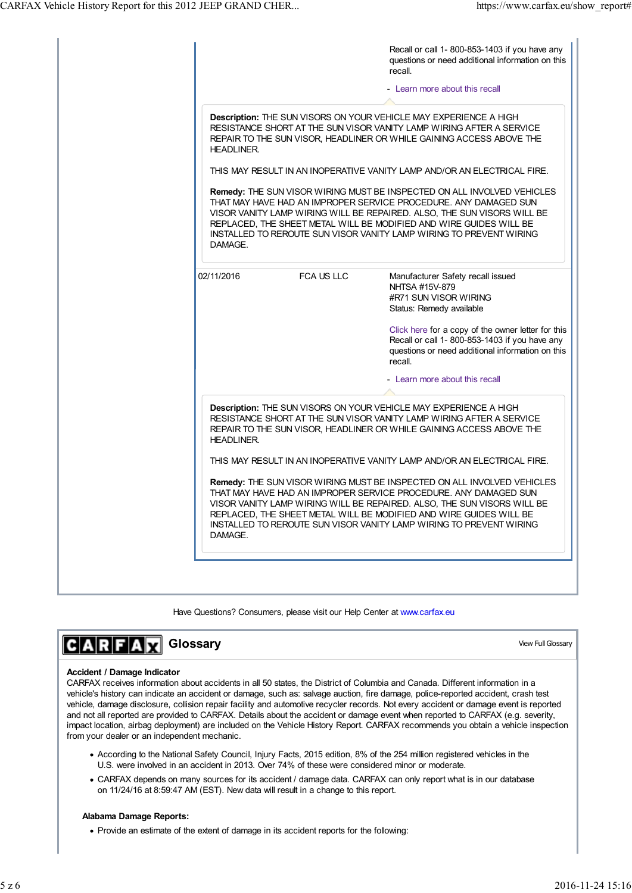Recall or call 1- 800-853-1403 if you have any questions or need additional information on this recall.

- Learn more about this recall

**Description:** THE SUN VISORS ON YOUR VEHICLE MAY EXPERIENCE A HIGH RESISTANCE SHORT AT THE SUN VISOR VANITY LAMP WIRING AFTER A SERVICE REPAIR TO THE SUN VISOR, HEADLINER OR WHILE GAINING ACCESS ABOVE THE HEADLINER.

THIS MAY RESULT IN AN INOPERATIVE VANITY LAMP AND/OR AN ELECTRICAL FIRE.

**Remedy:** THE SUN VISOR WIRING MUST BE INSPECTED ON ALL INVOLVED VEHICLES THAT MAY HAVE HAD AN IMPROPER SERVICE PROCEDURE. ANY DAMAGED SUN VISOR VANITY LAMP WIRING WILL BE REPAIRED. ALSO, THE SUN VISORS WILL BE REPLACED, THE SHEET METAL WILL BE MODIFIED AND WIRE GUIDES WILL BE INSTALLED TO REROUTE SUN VISOR VANITY LAMP WIRING TO PREVENT WIRING DAMAGE.

| | | |
|---|---|---|
| 02/11/2016 | FCA US LLC | Manufacturer Safety recall issued<br>NHTSA #15V-879<br>#R71 SUN VISOR WIRING<br>Status: Remedy available<br><br>Click here for a copy of the owner letter for this Recall or call 1- 800-853-1403 if you have any questions or need additional information on this recall.<br><br>- Learn more about this recall |

**Description:** THE SUN VISORS ON YOUR VEHICLE MAY EXPERIENCE A HIGH RESISTANCE SHORT AT THE SUN VISOR VANITY LAMP WIRING AFTER A SERVICE REPAIR TO THE SUN VISOR, HEADLINER OR WHILE GAINING ACCESS ABOVE THE HEADLINER.

THIS MAY RESULT IN AN INOPERATIVE VANITY LAMP AND/OR AN ELECTRICAL FIRE.

**Remedy:** THE SUN VISOR WIRING MUST BE INSPECTED ON ALL INVOLVED VEHICLES THAT MAY HAVE HAD AN IMPROPER SERVICE PROCEDURE. ANY DAMAGED SUN VISOR VANITY LAMP WIRING WILL BE REPAIRED. ALSO, THE SUN VISORS WILL BE REPLACED, THE SHEET METAL WILL BE MODIFIED AND WIRE GUIDES WILL BE INSTALLED TO REROUTE SUN VISOR VANITY LAMP WIRING TO PREVENT WIRING DAMAGE.

Have Questions? Consumers, please visit our Help Center at www.carfax.eu

## CARFAX Glossary

View Full Glossary

**Accident / Damage Indicator**
CARFAX receives information about accidents in all 50 states, the District of Columbia and Canada. Different information in a vehicle's history can indicate an accident or damage, such as: salvage auction, fire damage, police-reported accident, crash test vehicle, damage disclosure, collision repair facility and automotive recycler records. Not every accident or damage event is reported and not all reported are provided to CARFAX. Details about the accident or damage event when reported to CARFAX (e.g. severity, impact location, airbag deployment) are included on the Vehicle History Report. CARFAX recommends you obtain a vehicle inspection from your dealer or an independent mechanic.

- According to the National Safety Council, Injury Facts, 2015 edition, 8% of the 254 million registered vehicles in the U.S. were involved in an accident in 2013. Over 74% of these were considered minor or moderate.
- CARFAX depends on many sources for its accident / damage data. CARFAX can only report what is in our database on 11/24/16 at 8:59:47 AM (EST). New data will result in a change to this report.

**Alabama Damage Reports:**

- Provide an estimate of the extent of damage in its accident reports for the following: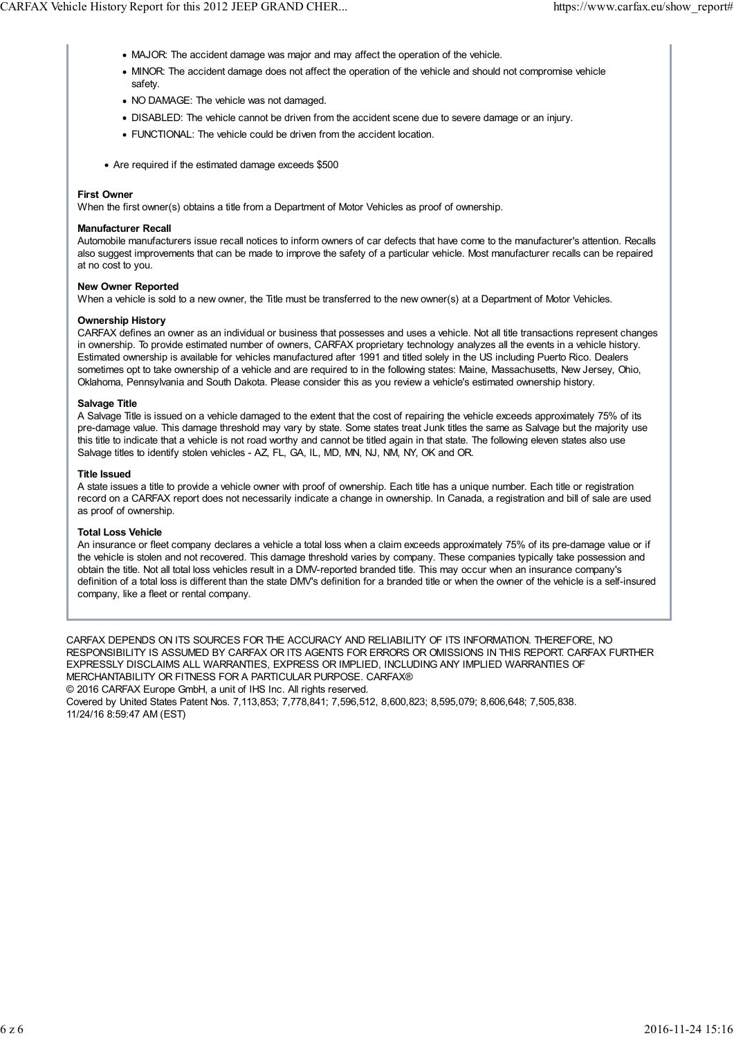- MAJOR: The accident damage was major and may affect the operation of the vehicle.
  - MINOR: The accident damage does not affect the operation of the vehicle and should not compromise vehicle safety.
  - NO DAMAGE: The vehicle was not damaged.
  - DISABLED: The vehicle cannot be driven from the accident scene due to severe damage or an injury.
  - FUNCTIONAL: The vehicle could be driven from the accident location.

- Are required if the estimated damage exceeds $500

**First Owner**
When the first owner(s) obtains a title from a Department of Motor Vehicles as proof of ownership.

**Manufacturer Recall**
Automobile manufacturers issue recall notices to inform owners of car defects that have come to the manufacturer's attention. Recalls also suggest improvements that can be made to improve the safety of a particular vehicle. Most manufacturer recalls can be repaired at no cost to you.

**New Owner Reported**
When a vehicle is sold to a new owner, the Title must be transferred to the new owner(s) at a Department of Motor Vehicles.

**Ownership History**
CARFAX defines an owner as an individual or business that possesses and uses a vehicle. Not all title transactions represent changes in ownership. To provide estimated number of owners, CARFAX proprietary technology analyzes all the events in a vehicle history. Estimated ownership is available for vehicles manufactured after 1991 and titled solely in the US including Puerto Rico. Dealers sometimes opt to take ownership of a vehicle and are required to in the following states: Maine, Massachusetts, New Jersey, Ohio, Oklahoma, Pennsylvania and South Dakota. Please consider this as you review a vehicle's estimated ownership history.

**Salvage Title**
A Salvage Title is issued on a vehicle damaged to the extent that the cost of repairing the vehicle exceeds approximately 75% of its pre-damage value. This damage threshold may vary by state. Some states treat Junk titles the same as Salvage but the majority use this title to indicate that a vehicle is not road worthy and cannot be titled again in that state. The following eleven states also use Salvage titles to identify stolen vehicles - AZ, FL, GA, IL, MD, MN, NJ, NM, NY, OK and OR.

**Title Issued**
A state issues a title to provide a vehicle owner with proof of ownership. Each title has a unique number. Each title or registration record on a CARFAX report does not necessarily indicate a change in ownership. In Canada, a registration and bill of sale are used as proof of ownership.

**Total Loss Vehicle**
An insurance or fleet company declares a vehicle a total loss when a claim exceeds approximately 75% of its pre-damage value or if the vehicle is stolen and not recovered. This damage threshold varies by company. These companies typically take possession and obtain the title. Not all total loss vehicles result in a DMV-reported branded title. This may occur when an insurance company's definition of a total loss is different than the state DMV's definition for a branded title or when the owner of the vehicle is a self-insured company, like a fleet or rental company.

CARFAX DEPENDS ON ITS SOURCES FOR THE ACCURACY AND RELIABILITY OF ITS INFORMATION. THEREFORE, NO RESPONSIBILITY IS ASSUMED BY CARFAX OR ITS AGENTS FOR ERRORS OR OMISSIONS IN THIS REPORT. CARFAX FURTHER EXPRESSLY DISCLAIMS ALL WARRANTIES, EXPRESS OR IMPLIED, INCLUDING ANY IMPLIED WARRANTIES OF MERCHANTABILITY OR FITNESS FOR A PARTICULAR PURPOSE. CARFAX®
© 2016 CARFAX Europe GmbH, a unit of IHS Inc. All rights reserved.
Covered by United States Patent Nos. 7,113,853; 7,778,841; 7,596,512, 8,600,823; 8,595,079; 8,606,648; 7,505,838.
11/24/16 8:59:47 AM (EST)